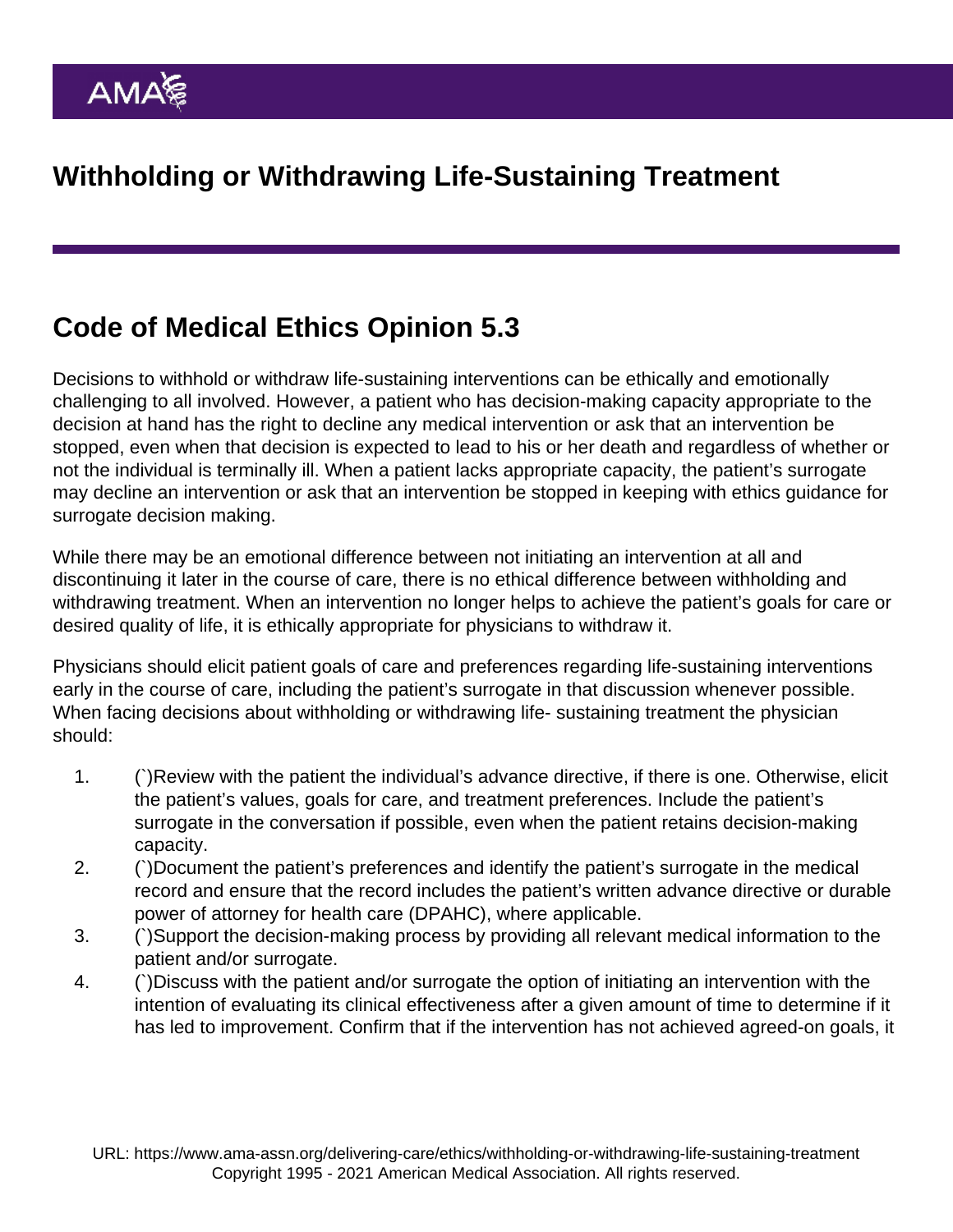# Withholding or Withdrawing Life-Sustaining Treatment

## Code of Medical Ethics Opinion 5.3

Decisions to withhold or withdraw life-sustaining interventions can be ethically and emotionally challenging to all involved. However, a patient who has decision-making capacity appropriate to the decision at hand has the right to decline any medical intervention or ask that an intervention be stopped, even when that decision is expected to lead to his or her death and regardless of whether or not the individual is terminally ill. When a patient lacks appropriate capacity, the patient's surrogate may decline an intervention or ask that an intervention be stopped in keeping with ethics guidance for surrogate decision making.

While there may be an emotional difference between not initiating an intervention at all and discontinuing it later in the course of care, there is no ethical difference between withholding and withdrawing treatment. When an intervention no longer helps to achieve the patient's goals for care or desired quality of life, it is ethically appropriate for physicians to withdraw it.

Physicians should elicit patient goals of care and preferences regarding life-sustaining interventions early in the course of care, including the patient's surrogate in that discussion whenever possible. When facing decisions about withholding or withdrawing life- sustaining treatment the physician should:

1. (`)Review with the patient the individual's advance directive, if there is one. Otherwise, elicit the patient's values, goals for care, and treatment preferences. Include the patient's surrogate in the conversation if possible, even when the patient retains decision-making capacity.
2. (`)Document the patient's preferences and identify the patient's surrogate in the medical record and ensure that the record includes the patient's written advance directive or durable power of attorney for health care (DPAHC), where applicable.
3. (`)Support the decision-making process by providing all relevant medical information to the patient and/or surrogate.
4. (`)Discuss with the patient and/or surrogate the option of initiating an intervention with the intention of evaluating its clinical effectiveness after a given amount of time to determine if it has led to improvement. Confirm that if the intervention has not achieved agreed-on goals, it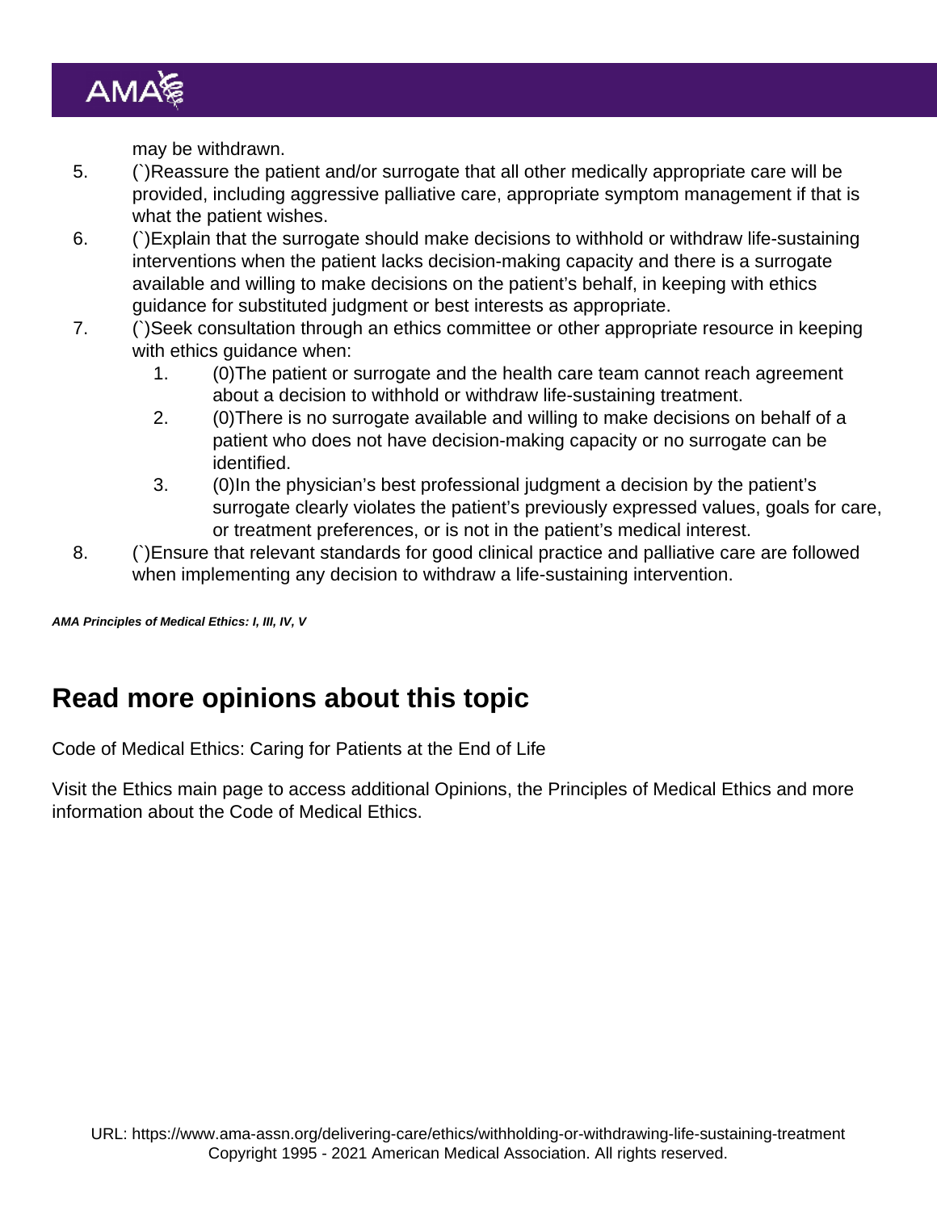may be withdrawn.

5. (`)Reassure the patient and/or surrogate that all other medically appropriate care will be provided, including aggressive palliative care, appropriate symptom management if that is what the patient wishes.
6. (`)Explain that the surrogate should make decisions to withhold or withdraw life-sustaining interventions when the patient lacks decision-making capacity and there is a surrogate available and willing to make decisions on the patient's behalf, in keeping with ethics guidance for substituted judgment or best interests as appropriate.
7. (`)Seek consultation through an ethics committee or other appropriate resource in keeping with ethics guidance when:
    1. (0)The patient or surrogate and the health care team cannot reach agreement about a decision to withhold or withdraw life-sustaining treatment.
    2. (0)There is no surrogate available and willing to make decisions on behalf of a patient who does not have decision-making capacity or no surrogate can be identified.
    3. (0)In the physician's best professional judgment a decision by the patient's surrogate clearly violates the patient's previously expressed values, goals for care, or treatment preferences, or is not in the patient's medical interest.
8. (`)Ensure that relevant standards for good clinical practice and palliative care are followed when implementing any decision to withdraw a life-sustaining intervention.

***AMA Principles of Medical Ethics: I, III, IV, V***

# Read more opinions about this topic

Code of Medical Ethics: Caring for Patients at the End of Life

Visit the Ethics main page to access additional Opinions, the Principles of Medical Ethics and more information about the Code of Medical Ethics.

URL: https://www.ama-assn.org/delivering-care/ethics/withholding-or-withdrawing-life-sustaining-treatment
Copyright 1995 - 2021 American Medical Association. All rights reserved.